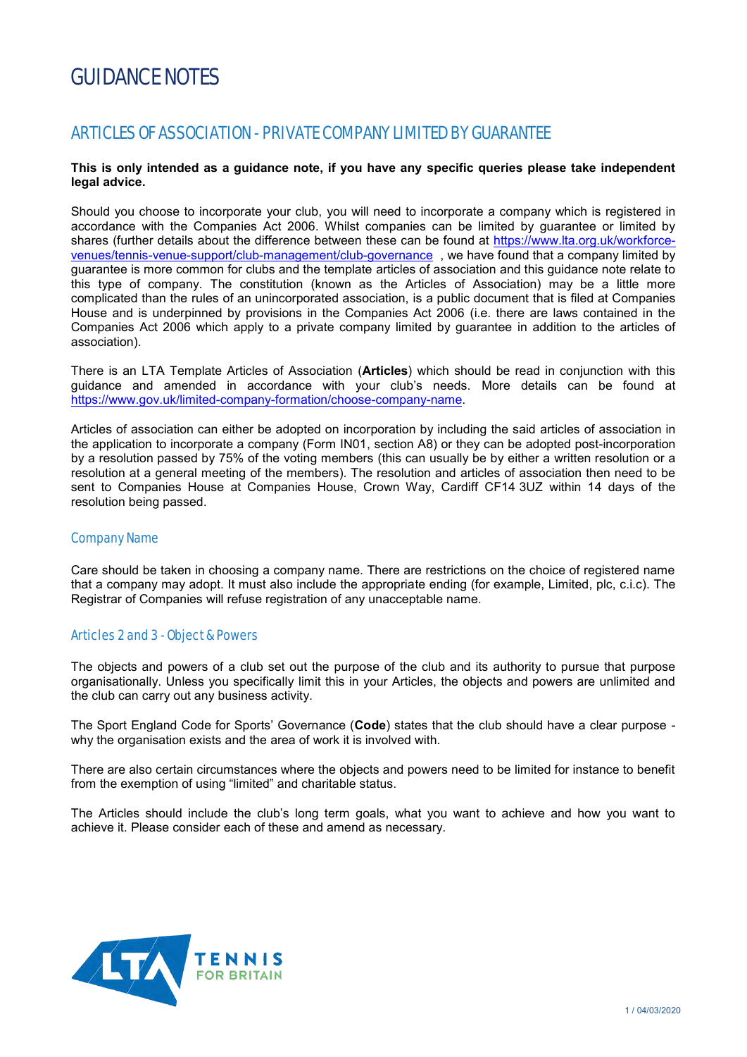# GUIDANCE NOTES

## ARTICLES OF ASSOCIATION - PRIVATE COMPANY LIMITED BY GUARANTEE

**This is only intended as a guidance note, if you have any specific queries please take independent legal advice.**

Should you choose to incorporate your club, you will need to incorporate a company which is registered in accordance with the Companies Act 2006. Whilst companies can be limited by guarantee or limited by shares (further details about the difference between these can be found at https://www.lta.org.uk/workforce-venues/tennis-venue-support/club-management/club-governance , we have found that a company limited by guarantee is more common for clubs and the template articles of association and this guidance note relate to this type of company. The constitution (known as the Articles of Association) may be a little more complicated than the rules of an unincorporated association, is a public document that is filed at Companies House and is underpinned by provisions in the Companies Act 2006 (i.e. there are laws contained in the Companies Act 2006 which apply to a private company limited by guarantee in addition to the articles of association).

There is an LTA Template Articles of Association (**Articles**) which should be read in conjunction with this guidance and amended in accordance with your club's needs. More details can be found at https://www.gov.uk/limited-company-formation/choose-company-name.

Articles of association can either be adopted on incorporation by including the said articles of association in the application to incorporate a company (Form IN01, section A8) or they can be adopted post-incorporation by a resolution passed by 75% of the voting members (this can usually be by either a written resolution or a resolution at a general meeting of the members). The resolution and articles of association then need to be sent to Companies House at Companies House, Crown Way, Cardiff CF14 3UZ within 14 days of the resolution being passed.

### Company Name

Care should be taken in choosing a company name. There are restrictions on the choice of registered name that a company may adopt. It must also include the appropriate ending (for example, Limited, plc, c.i.c). The Registrar of Companies will refuse registration of any unacceptable name.

### Articles 2 and 3 - Object & Powers

The objects and powers of a club set out the purpose of the club and its authority to pursue that purpose organisationally. Unless you specifically limit this in your Articles, the objects and powers are unlimited and the club can carry out any business activity.

The Sport England Code for Sports' Governance (**Code**) states that the club should have a clear purpose - why the organisation exists and the area of work it is involved with.

There are also certain circumstances where the objects and powers need to be limited for instance to benefit from the exemption of using "limited" and charitable status.

The Articles should include the club's long term goals, what you want to achieve and how you want to achieve it. Please consider each of these and amend as necessary.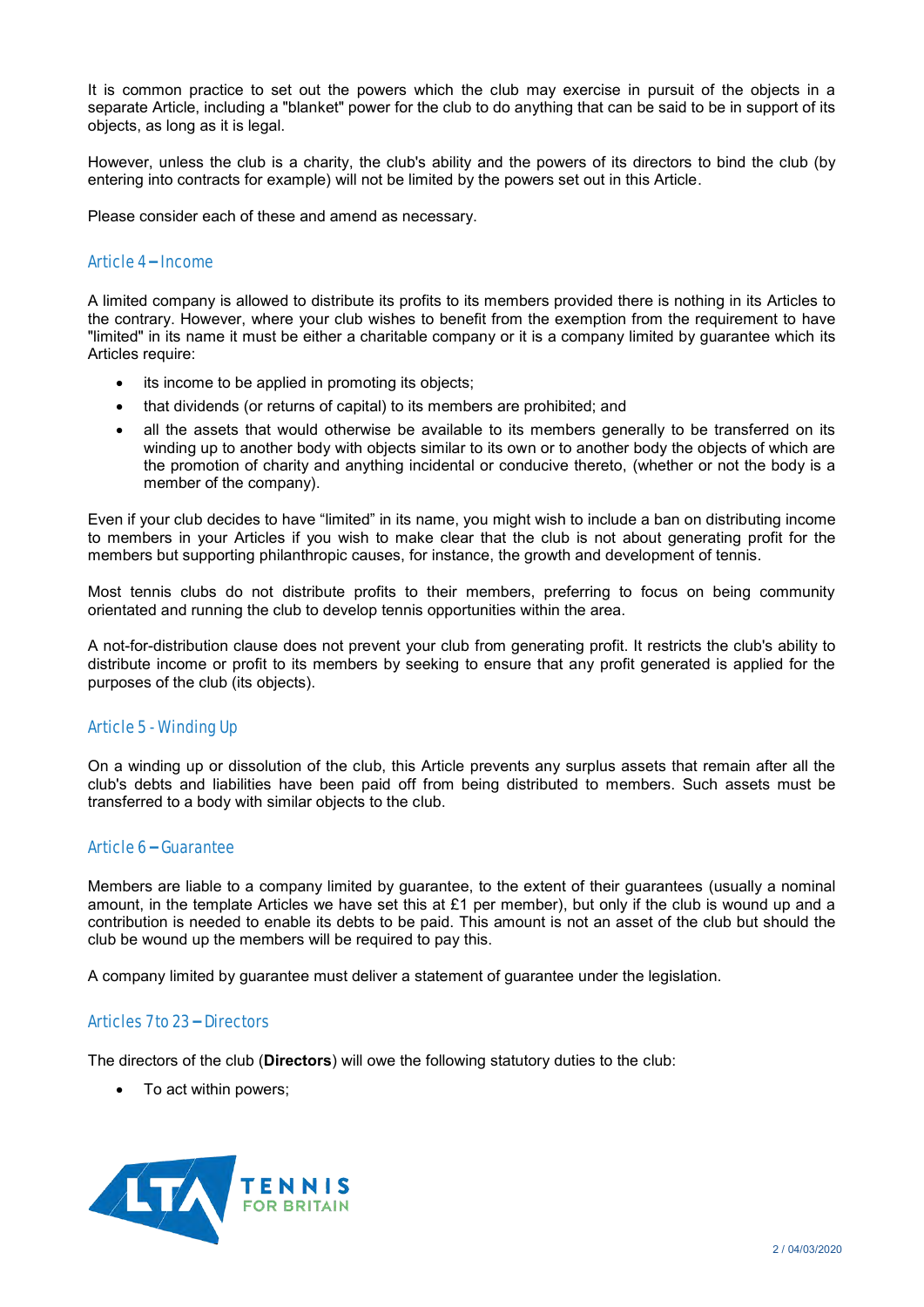It is common practice to set out the powers which the club may exercise in pursuit of the objects in a separate Article, including a "blanket" power for the club to do anything that can be said to be in support of its objects, as long as it is legal.

However, unless the club is a charity, the club's ability and the powers of its directors to bind the club (by entering into contracts for example) will not be limited by the powers set out in this Article.

Please consider each of these and amend as necessary.

## Article 4 – Income

A limited company is allowed to distribute its profits to its members provided there is nothing in its Articles to the contrary. However, where your club wishes to benefit from the exemption from the requirement to have "limited" in its name it must be either a charitable company or it is a company limited by guarantee which its Articles require:

- its income to be applied in promoting its objects;
- that dividends (or returns of capital) to its members are prohibited; and
- all the assets that would otherwise be available to its members generally to be transferred on its winding up to another body with objects similar to its own or to another body the objects of which are the promotion of charity and anything incidental or conducive thereto, (whether or not the body is a member of the company).

Even if your club decides to have "limited" in its name, you might wish to include a ban on distributing income to members in your Articles if you wish to make clear that the club is not about generating profit for the members but supporting philanthropic causes, for instance, the growth and development of tennis.

Most tennis clubs do not distribute profits to their members, preferring to focus on being community orientated and running the club to develop tennis opportunities within the area.

A not-for-distribution clause does not prevent your club from generating profit. It restricts the club's ability to distribute income or profit to its members by seeking to ensure that any profit generated is applied for the purposes of the club (its objects).

## Article 5 - Winding Up

On a winding up or dissolution of the club, this Article prevents any surplus assets that remain after all the club's debts and liabilities have been paid off from being distributed to members. Such assets must be transferred to a body with similar objects to the club.

## Article 6 – Guarantee

Members are liable to a company limited by guarantee, to the extent of their guarantees (usually a nominal amount, in the template Articles we have set this at £1 per member), but only if the club is wound up and a contribution is needed to enable its debts to be paid. This amount is not an asset of the club but should the club be wound up the members will be required to pay this.

A company limited by guarantee must deliver a statement of guarantee under the legislation.

## Articles 7 to 23 – Directors

The directors of the club (**Directors**) will owe the following statutory duties to the club:

- To act within powers;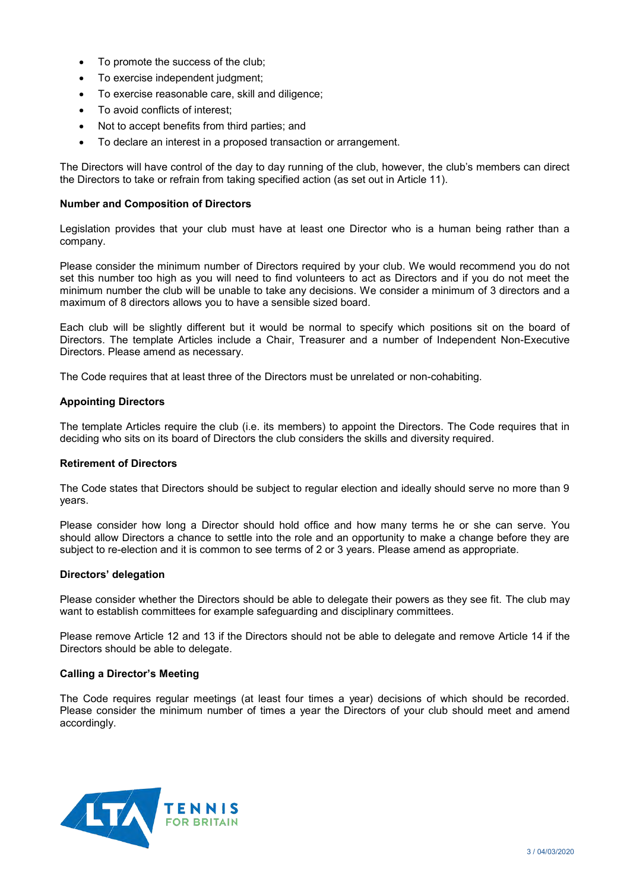- To promote the success of the club;
- To exercise independent judgment;
- To exercise reasonable care, skill and diligence;
- To avoid conflicts of interest;
- Not to accept benefits from third parties; and
- To declare an interest in a proposed transaction or arrangement.

The Directors will have control of the day to day running of the club, however, the club's members can direct the Directors to take or refrain from taking specified action (as set out in Article 11).

**Number and Composition of Directors**

Legislation provides that your club must have at least one Director who is a human being rather than a company.

Please consider the minimum number of Directors required by your club. We would recommend you do not set this number too high as you will need to find volunteers to act as Directors and if you do not meet the minimum number the club will be unable to take any decisions. We consider a minimum of 3 directors and a maximum of 8 directors allows you to have a sensible sized board.

Each club will be slightly different but it would be normal to specify which positions sit on the board of Directors. The template Articles include a Chair, Treasurer and a number of Independent Non-Executive Directors. Please amend as necessary.

The Code requires that at least three of the Directors must be unrelated or non-cohabiting.

**Appointing Directors**

The template Articles require the club (i.e. its members) to appoint the Directors. The Code requires that in deciding who sits on its board of Directors the club considers the skills and diversity required.

**Retirement of Directors**

The Code states that Directors should be subject to regular election and ideally should serve no more than 9 years.

Please consider how long a Director should hold office and how many terms he or she can serve. You should allow Directors a chance to settle into the role and an opportunity to make a change before they are subject to re-election and it is common to see terms of 2 or 3 years. Please amend as appropriate.

**Directors' delegation**

Please consider whether the Directors should be able to delegate their powers as they see fit. The club may want to establish committees for example safeguarding and disciplinary committees.

Please remove Article 12 and 13 if the Directors should not be able to delegate and remove Article 14 if the Directors should be able to delegate.

**Calling a Director's Meeting**

The Code requires regular meetings (at least four times a year) decisions of which should be recorded. Please consider the minimum number of times a year the Directors of your club should meet and amend accordingly.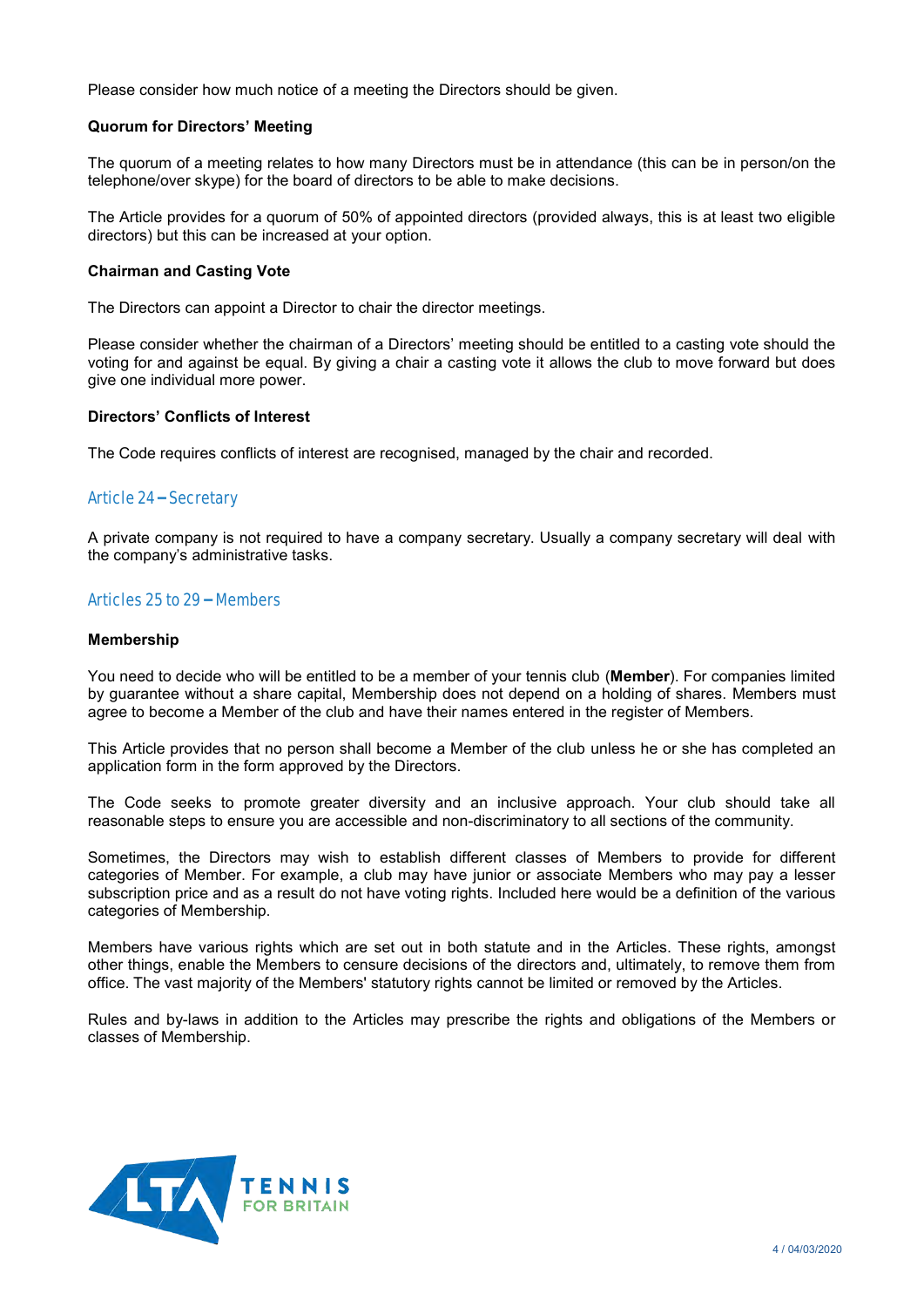Please consider how much notice of a meeting the Directors should be given.

**Quorum for Directors' Meeting**

The quorum of a meeting relates to how many Directors must be in attendance (this can be in person/on the telephone/over skype) for the board of directors to be able to make decisions.

The Article provides for a quorum of 50% of appointed directors (provided always, this is at least two eligible directors) but this can be increased at your option.

**Chairman and Casting Vote**

The Directors can appoint a Director to chair the director meetings.

Please consider whether the chairman of a Directors' meeting should be entitled to a casting vote should the voting for and against be equal. By giving a chair a casting vote it allows the club to move forward but does give one individual more power.

**Directors' Conflicts of Interest**

The Code requires conflicts of interest are recognised, managed by the chair and recorded.

## Article 24 – Secretary

A private company is not required to have a company secretary. Usually a company secretary will deal with the company's administrative tasks.

## Articles 25 to 29 – Members

**Membership**

You need to decide who will be entitled to be a member of your tennis club (**Member**). For companies limited by guarantee without a share capital, Membership does not depend on a holding of shares. Members must agree to become a Member of the club and have their names entered in the register of Members.

This Article provides that no person shall become a Member of the club unless he or she has completed an application form in the form approved by the Directors.

The Code seeks to promote greater diversity and an inclusive approach. Your club should take all reasonable steps to ensure you are accessible and non-discriminatory to all sections of the community.

Sometimes, the Directors may wish to establish different classes of Members to provide for different categories of Member. For example, a club may have junior or associate Members who may pay a lesser subscription price and as a result do not have voting rights. Included here would be a definition of the various categories of Membership.

Members have various rights which are set out in both statute and in the Articles. These rights, amongst other things, enable the Members to censure decisions of the directors and, ultimately, to remove them from office. The vast majority of the Members' statutory rights cannot be limited or removed by the Articles.

Rules and by-laws in addition to the Articles may prescribe the rights and obligations of the Members or classes of Membership.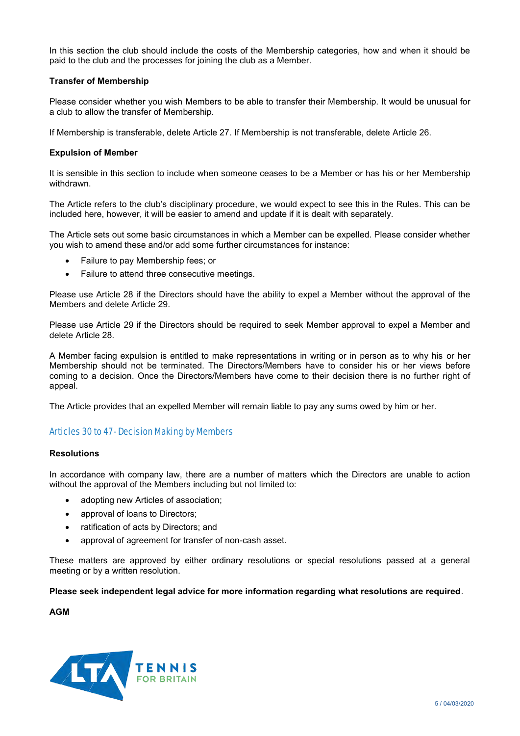In this section the club should include the costs of the Membership categories, how and when it should be paid to the club and the processes for joining the club as a Member.

**Transfer of Membership**

Please consider whether you wish Members to be able to transfer their Membership. It would be unusual for a club to allow the transfer of Membership.

If Membership is transferable, delete Article 27. If Membership is not transferable, delete Article 26.

**Expulsion of Member**

It is sensible in this section to include when someone ceases to be a Member or has his or her Membership withdrawn.

The Article refers to the club's disciplinary procedure, we would expect to see this in the Rules. This can be included here, however, it will be easier to amend and update if it is dealt with separately.

The Article sets out some basic circumstances in which a Member can be expelled. Please consider whether you wish to amend these and/or add some further circumstances for instance:

- Failure to pay Membership fees; or
- Failure to attend three consecutive meetings.

Please use Article 28 if the Directors should have the ability to expel a Member without the approval of the Members and delete Article 29.

Please use Article 29 if the Directors should be required to seek Member approval to expel a Member and delete Article 28.

A Member facing expulsion is entitled to make representations in writing or in person as to why his or her Membership should not be terminated. The Directors/Members have to consider his or her views before coming to a decision. Once the Directors/Members have come to their decision there is no further right of appeal.

The Article provides that an expelled Member will remain liable to pay any sums owed by him or her.

## Articles 30 to 47 - Decision Making by Members

**Resolutions**

In accordance with company law, there are a number of matters which the Directors are unable to action without the approval of the Members including but not limited to:

- adopting new Articles of association;
- approval of loans to Directors;
- ratification of acts by Directors; and
- approval of agreement for transfer of non-cash asset.

These matters are approved by either ordinary resolutions or special resolutions passed at a general meeting or by a written resolution.

**Please seek independent legal advice for more information regarding what resolutions are required**.

**AGM**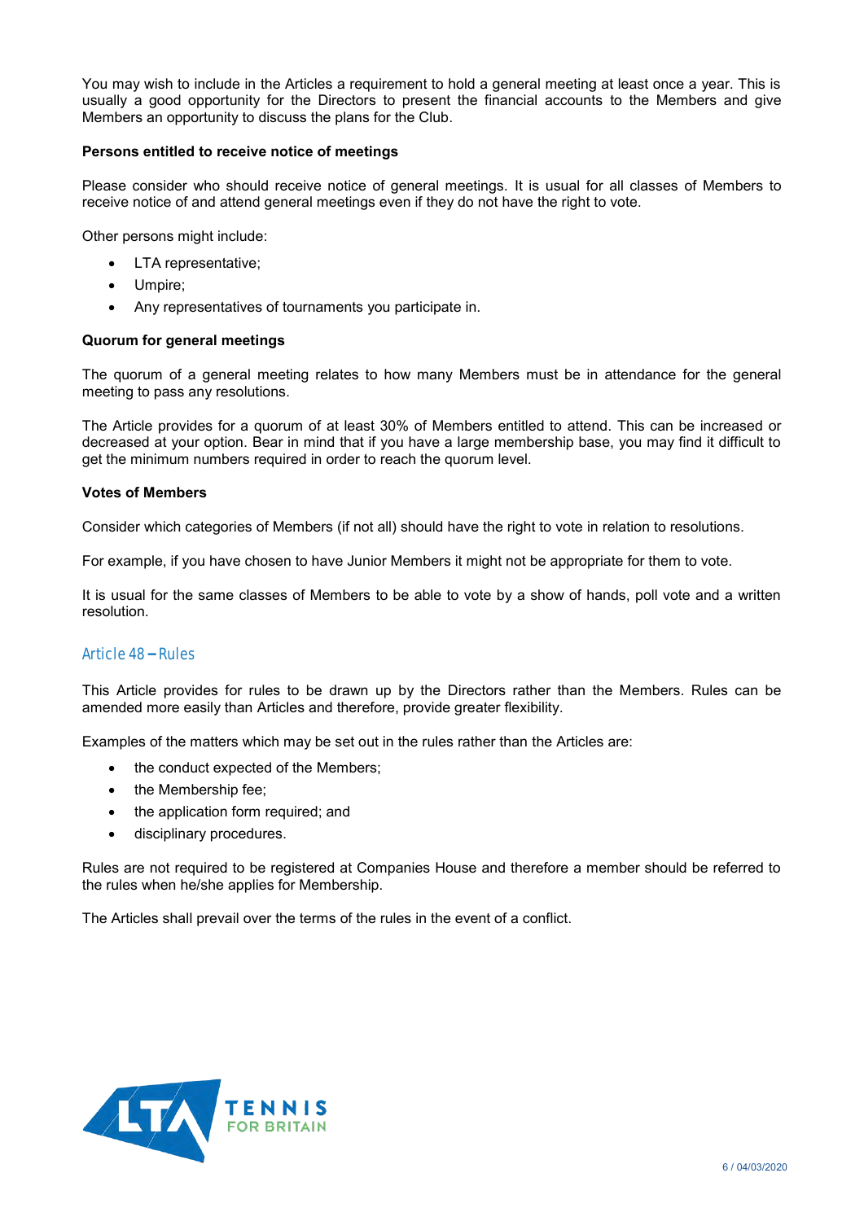You may wish to include in the Articles a requirement to hold a general meeting at least once a year. This is usually a good opportunity for the Directors to present the financial accounts to the Members and give Members an opportunity to discuss the plans for the Club.

**Persons entitled to receive notice of meetings**

Please consider who should receive notice of general meetings. It is usual for all classes of Members to receive notice of and attend general meetings even if they do not have the right to vote.

Other persons might include:

- LTA representative;
- Umpire;
- Any representatives of tournaments you participate in.

**Quorum for general meetings**

The quorum of a general meeting relates to how many Members must be in attendance for the general meeting to pass any resolutions.

The Article provides for a quorum of at least 30% of Members entitled to attend. This can be increased or decreased at your option. Bear in mind that if you have a large membership base, you may find it difficult to get the minimum numbers required in order to reach the quorum level.

**Votes of Members**

Consider which categories of Members (if not all) should have the right to vote in relation to resolutions.

For example, if you have chosen to have Junior Members it might not be appropriate for them to vote.

It is usual for the same classes of Members to be able to vote by a show of hands, poll vote and a written resolution.

## Article 48 – Rules

This Article provides for rules to be drawn up by the Directors rather than the Members. Rules can be amended more easily than Articles and therefore, provide greater flexibility.

Examples of the matters which may be set out in the rules rather than the Articles are:

- the conduct expected of the Members;
- the Membership fee;
- the application form required; and
- disciplinary procedures.

Rules are not required to be registered at Companies House and therefore a member should be referred to the rules when he/she applies for Membership.

The Articles shall prevail over the terms of the rules in the event of a conflict.